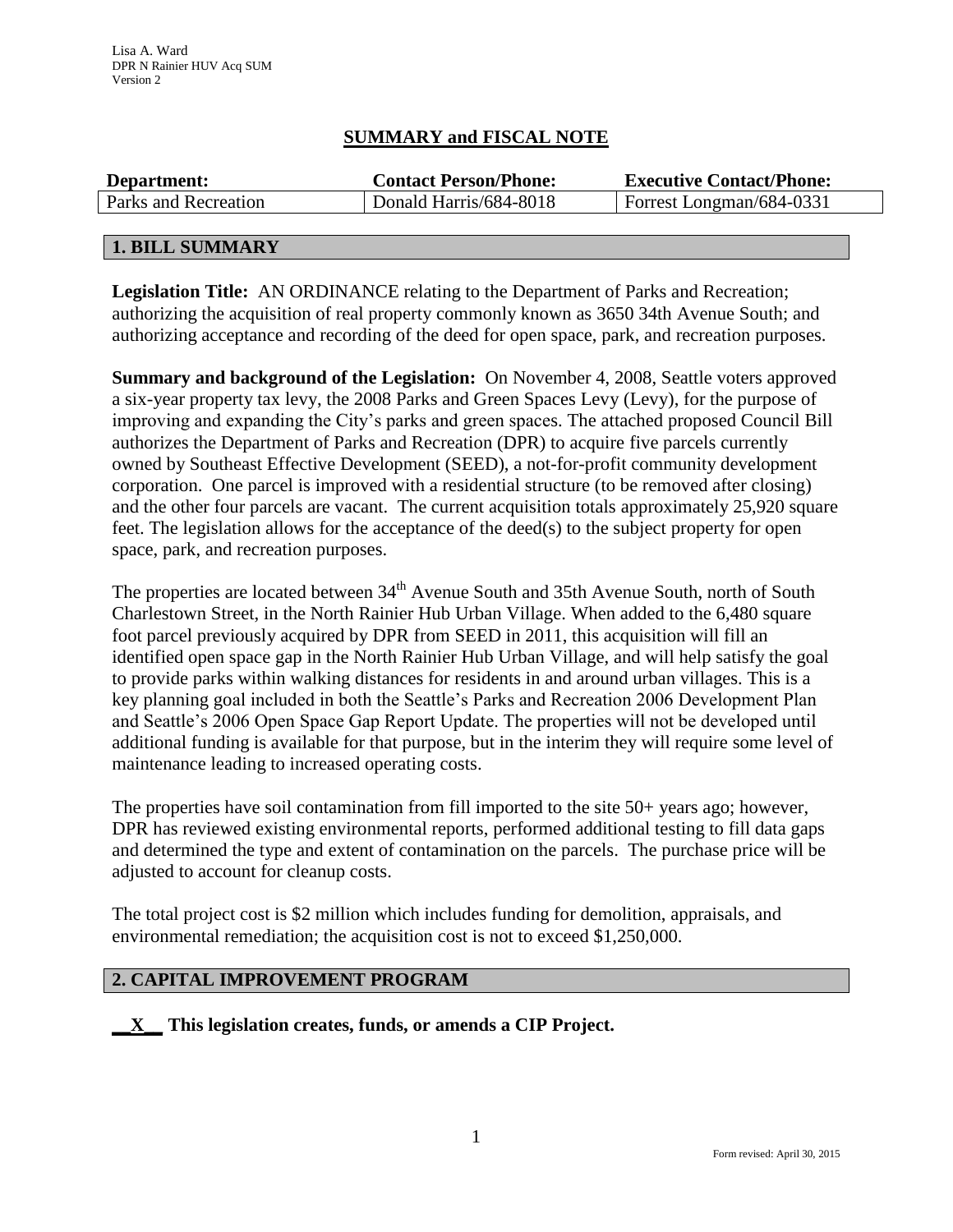Lisa A. Ward
DPR N Rainier HUV Acq SUM
Version 2

# SUMMARY and FISCAL NOTE

| Department: | Contact Person/Phone: | Executive Contact/Phone: |
| --- | --- | --- |
| Parks and Recreation | Donald Harris/684-8018 | Forrest Longman/684-0331 |

## 1. BILL SUMMARY

**Legislation Title:** AN ORDINANCE relating to the Department of Parks and Recreation; authorizing the acquisition of real property commonly known as 3650 34th Avenue South; and authorizing acceptance and recording of the deed for open space, park, and recreation purposes.

**Summary and background of the Legislation:** On November 4, 2008, Seattle voters approved a six-year property tax levy, the 2008 Parks and Green Spaces Levy (Levy), for the purpose of improving and expanding the City's parks and green spaces. The attached proposed Council Bill authorizes the Department of Parks and Recreation (DPR) to acquire five parcels currently owned by Southeast Effective Development (SEED), a not-for-profit community development corporation. One parcel is improved with a residential structure (to be removed after closing) and the other four parcels are vacant. The current acquisition totals approximately 25,920 square feet. The legislation allows for the acceptance of the deed(s) to the subject property for open space, park, and recreation purposes.

The properties are located between 34th Avenue South and 35th Avenue South, north of South Charlestown Street, in the North Rainier Hub Urban Village. When added to the 6,480 square foot parcel previously acquired by DPR from SEED in 2011, this acquisition will fill an identified open space gap in the North Rainier Hub Urban Village, and will help satisfy the goal to provide parks within walking distances for residents in and around urban villages. This is a key planning goal included in both the Seattle's Parks and Recreation 2006 Development Plan and Seattle's 2006 Open Space Gap Report Update. The properties will not be developed until additional funding is available for that purpose, but in the interim they will require some level of maintenance leading to increased operating costs.

The properties have soil contamination from fill imported to the site 50+ years ago; however, DPR has reviewed existing environmental reports, performed additional testing to fill data gaps and determined the type and extent of contamination on the parcels. The purchase price will be adjusted to account for cleanup costs.

The total project cost is $2 million which includes funding for demolition, appraisals, and environmental remediation; the acquisition cost is not to exceed $1,250,000.

## 2. CAPITAL IMPROVEMENT PROGRAM

**\_\_X\_\_ This legislation creates, funds, or amends a CIP Project.**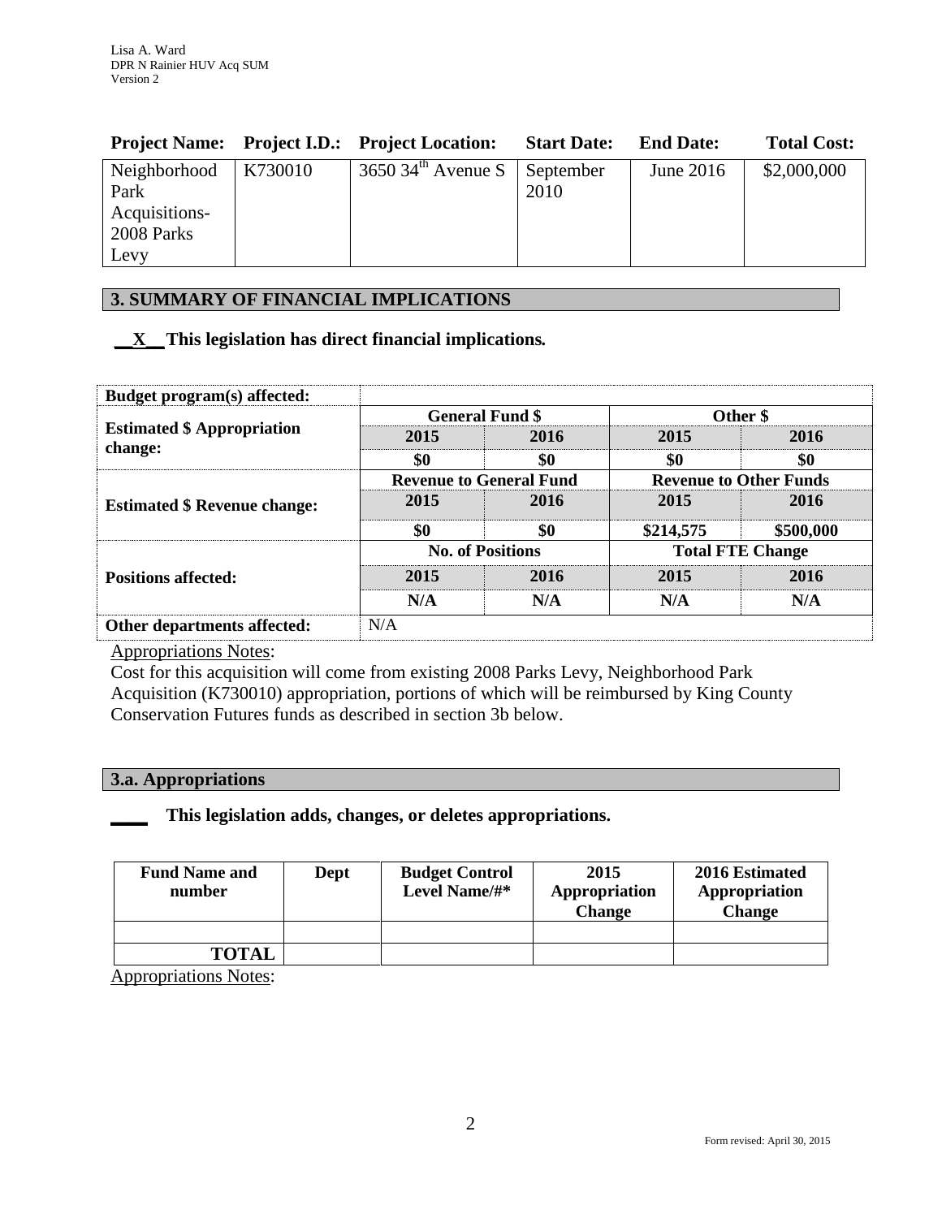| Project Name: | Project I.D.: | Project Location: | Start Date: | End Date: | Total Cost: |
|---|---|---|---|---|---|
| Neighborhood Park Acquisitions-2008 Parks Levy | K730010 | 3650 34[th] Avenue S | September 2010 | June 2016 | $2,000,000 |

## 3. SUMMARY OF FINANCIAL IMPLICATIONS

**__X__ This legislation has direct financial implications.**

| Budget program(s) affected: | | | | |
|---|---|---|---|---|
| **Estimated $ Appropriation change:** | **General Fund $** | | **Other $** | |
| | **2015** | **2016** | **2015** | **2016** |
| | **$0** | **$0** | **$0** | **$0** |
| **Estimated $ Revenue change:** | **Revenue to General Fund** | | **Revenue to Other Funds** | |
| | **2015** | **2016** | **2015** | **2016** |
| | **$0** | **$0** | **$214,575** | **$500,000** |
| **Positions affected:** | **No. of Positions** | | **Total FTE Change** | |
| | **2015** | **2016** | **2015** | **2016** |
| | **N/A** | **N/A** | **N/A** | **N/A** |
| **Other departments affected:** | N/A | | | |

Appropriations Notes:
Cost for this acquisition will come from existing 2008 Parks Levy, Neighborhood Park Acquisition (K730010) appropriation, portions of which will be reimbursed by King County Conservation Futures funds as described in section 3b below.

### 3.a. Appropriations

**____ This legislation adds, changes, or deletes appropriations.**

| Fund Name and number | Dept | Budget Control Level Name/#* | 2015 Appropriation Change | 2016 Estimated Appropriation Change |
|---|---|---|---|---|
| | | | | |
| **TOTAL** | | | | |

Appropriations Notes: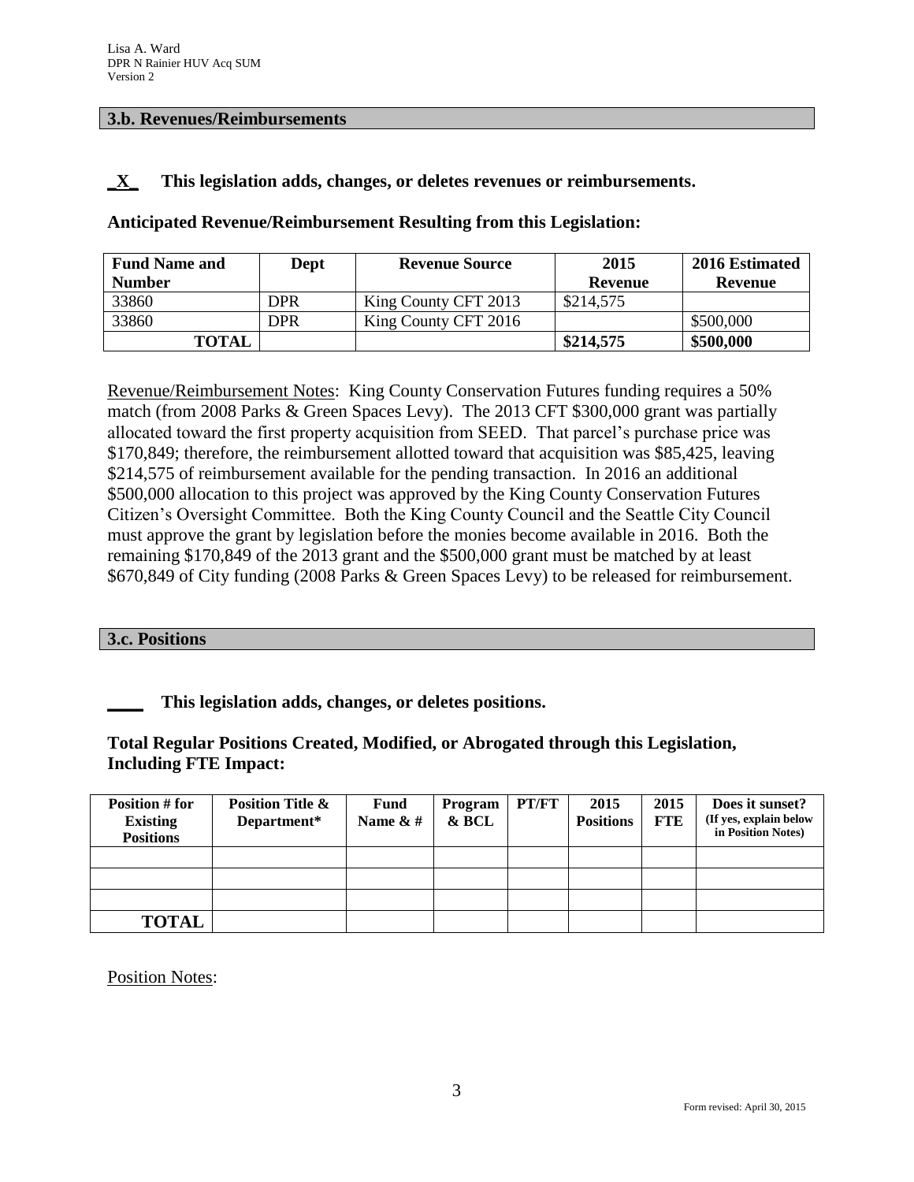### 3.b. Revenues/Reimbursements

**_X_ This legislation adds, changes, or deletes revenues or reimbursements.**

**Anticipated Revenue/Reimbursement Resulting from this Legislation:**

| Fund Name and Number | Dept | Revenue Source | 2015 Revenue | 2016 Estimated Revenue |
|---|---|---|---|---|
| 33860 | DPR | King County CFT 2013 | $214,575 | |
| 33860 | DPR | King County CFT 2016 | | $500,000 |
| **TOTAL** | | | **$214,575** | **$500,000** |

Revenue/Reimbursement Notes: King County Conservation Futures funding requires a 50% match (from 2008 Parks & Green Spaces Levy). The 2013 CFT $300,000 grant was partially allocated toward the first property acquisition from SEED. That parcel's purchase price was $170,849; therefore, the reimbursement allotted toward that acquisition was $85,425, leaving $214,575 of reimbursement available for the pending transaction. In 2016 an additional $500,000 allocation to this project was approved by the King County Conservation Futures Citizen's Oversight Committee. Both the King County Council and the Seattle City Council must approve the grant by legislation before the monies become available in 2016. Both the remaining $170,849 of the 2013 grant and the $500,000 grant must be matched by at least $670,849 of City funding (2008 Parks & Green Spaces Levy) to be released for reimbursement.

### 3.c. Positions

**____ This legislation adds, changes, or deletes positions.**

**Total Regular Positions Created, Modified, or Abrogated through this Legislation, Including FTE Impact:**

| Position # for Existing Positions | Position Title & Department* | Fund Name & # | Program & BCL | PT/FT | 2015 Positions | 2015 FTE | Does it sunset? (If yes, explain below in Position Notes) |
|---|---|---|---|---|---|---|---|
| | | | | | | | |
| | | | | | | | |
| | | | | | | | |
| **TOTAL** | | | | | | | |

Position Notes: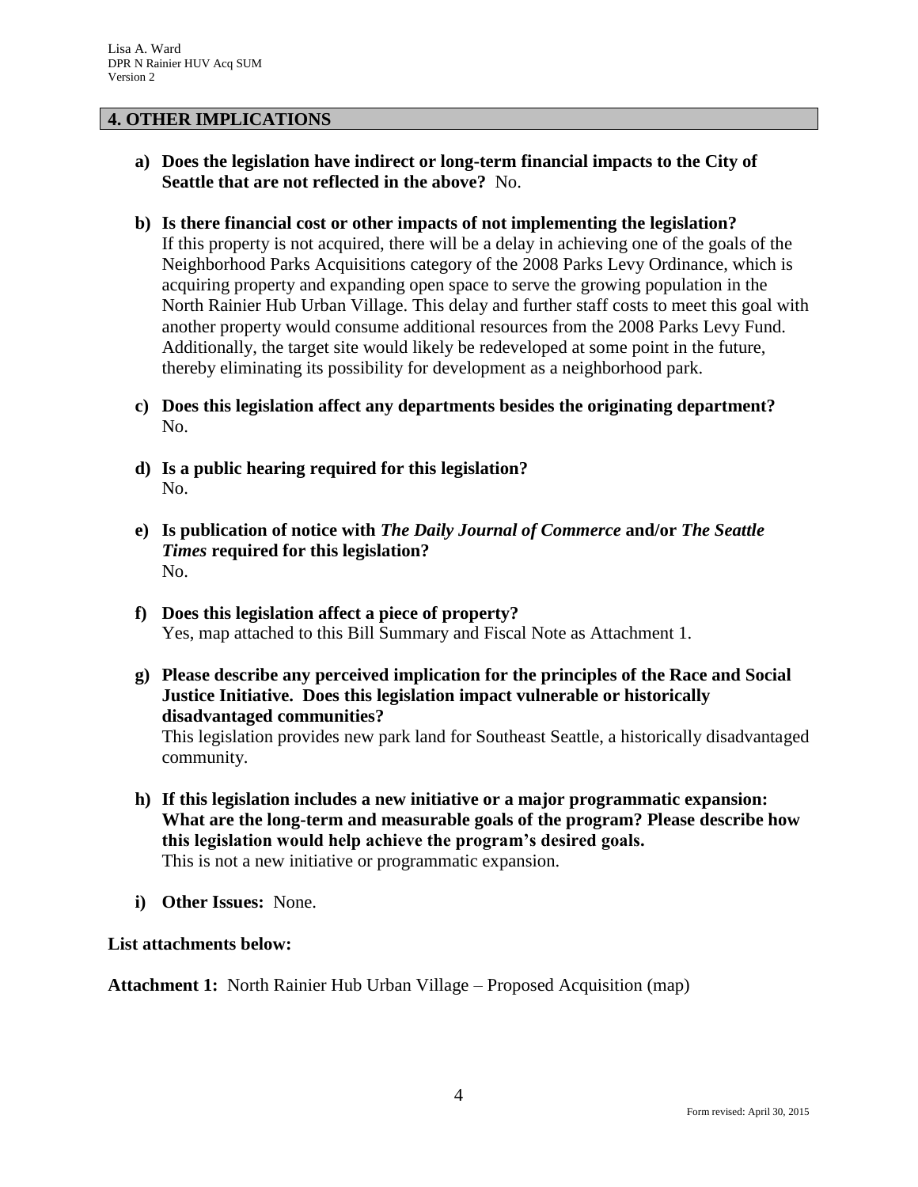## 4. OTHER IMPLICATIONS

a) **Does the legislation have indirect or long-term financial impacts to the City of Seattle that are not reflected in the above?** No.

b) **Is there financial cost or other impacts of not implementing the legislation?**
If this property is not acquired, there will be a delay in achieving one of the goals of the Neighborhood Parks Acquisitions category of the 2008 Parks Levy Ordinance, which is acquiring property and expanding open space to serve the growing population in the North Rainier Hub Urban Village. This delay and further staff costs to meet this goal with another property would consume additional resources from the 2008 Parks Levy Fund. Additionally, the target site would likely be redeveloped at some point in the future, thereby eliminating its possibility for development as a neighborhood park.

c) **Does this legislation affect any departments besides the originating department?**
No.

d) **Is a public hearing required for this legislation?**
No.

e) **Is publication of notice with *The Daily Journal of Commerce* and/or *The Seattle Times* required for this legislation?**
No.

f) **Does this legislation affect a piece of property?**
Yes, map attached to this Bill Summary and Fiscal Note as Attachment 1.

g) **Please describe any perceived implication for the principles of the Race and Social Justice Initiative. Does this legislation impact vulnerable or historically disadvantaged communities?**
This legislation provides new park land for Southeast Seattle, a historically disadvantaged community.

h) **If this legislation includes a new initiative or a major programmatic expansion: What are the long-term and measurable goals of the program? Please describe how this legislation would help achieve the program's desired goals.**
This is not a new initiative or programmatic expansion.

i) **Other Issues:** None.

**List attachments below:**

**Attachment 1:** North Rainier Hub Urban Village – Proposed Acquisition (map)